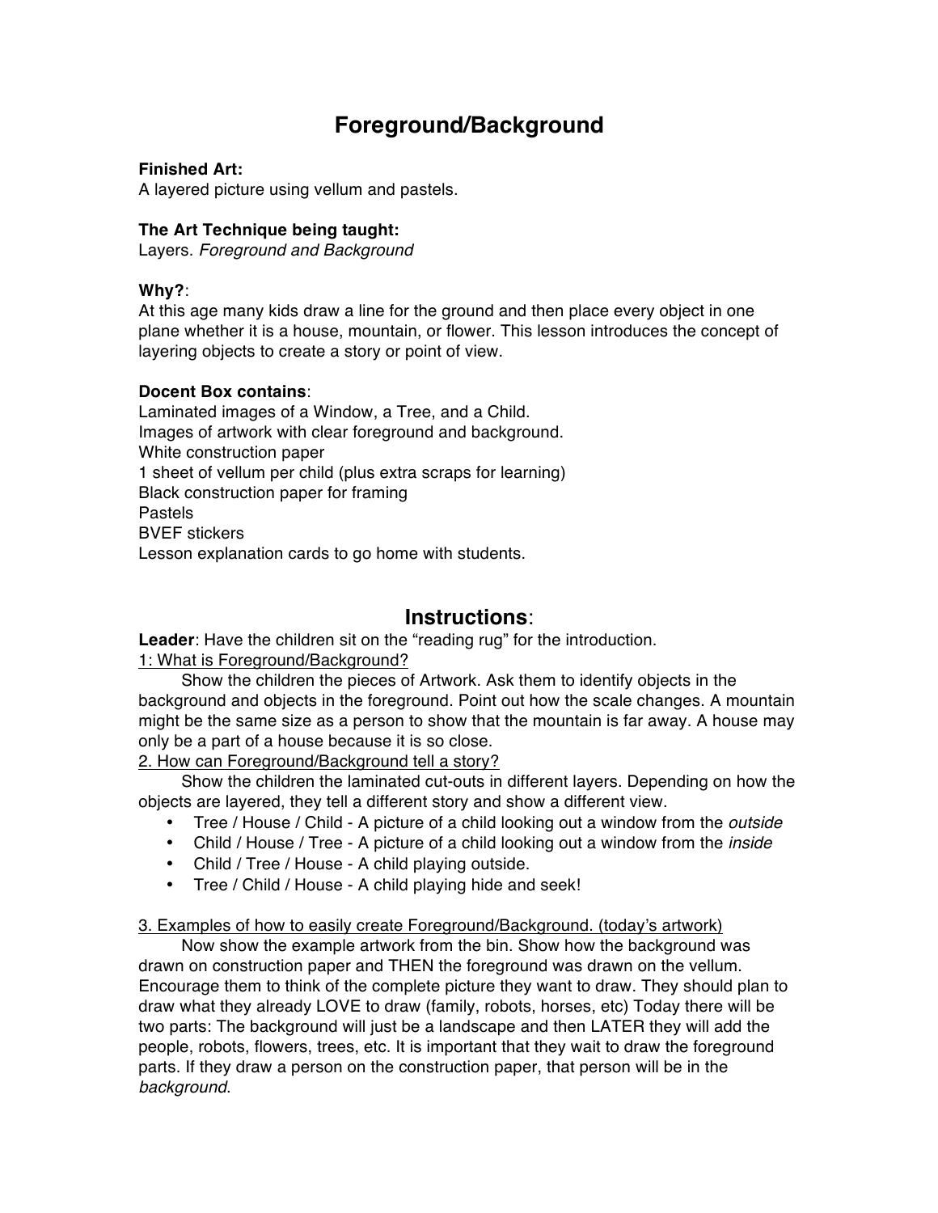# Foreground/Background

**Finished Art:**
A layered picture using vellum and pastels.

**The Art Technique being taught:**
Layers. *Foreground and Background*

**Why?**:
At this age many kids draw a line for the ground and then place every object in one plane whether it is a house, mountain, or flower. This lesson introduces the concept of layering objects to create a story or point of view.

**Docent Box contains**:
Laminated images of a Window, a Tree, and a Child.
Images of artwork with clear foreground and background.
White construction paper
1 sheet of vellum per child (plus extra scraps for learning)
Black construction paper for framing
Pastels
BVEF stickers
Lesson explanation cards to go home with students.

## Instructions:

**Leader**: Have the children sit on the "reading rug" for the introduction.

1: What is Foreground/Background?

Show the children the pieces of Artwork. Ask them to identify objects in the background and objects in the foreground. Point out how the scale changes. A mountain might be the same size as a person to show that the mountain is far away. A house may only be a part of a house because it is so close.

2. How can Foreground/Background tell a story?

Show the children the laminated cut-outs in different layers. Depending on how the objects are layered, they tell a different story and show a different view.

- Tree / House / Child - A picture of a child looking out a window from the *outside*
- Child / House / Tree - A picture of a child looking out a window from the *inside*
- Child / Tree / House - A child playing outside.
- Tree / Child / House - A child playing hide and seek!

3. Examples of how to easily create Foreground/Background. (today's artwork)

Now show the example artwork from the bin. Show how the background was drawn on construction paper and THEN the foreground was drawn on the vellum. Encourage them to think of the complete picture they want to draw. They should plan to draw what they already LOVE to draw (family, robots, horses, etc) Today there will be two parts: The background will just be a landscape and then LATER they will add the people, robots, flowers, trees, etc. It is important that they wait to draw the foreground parts. If they draw a person on the construction paper, that person will be in the *background*.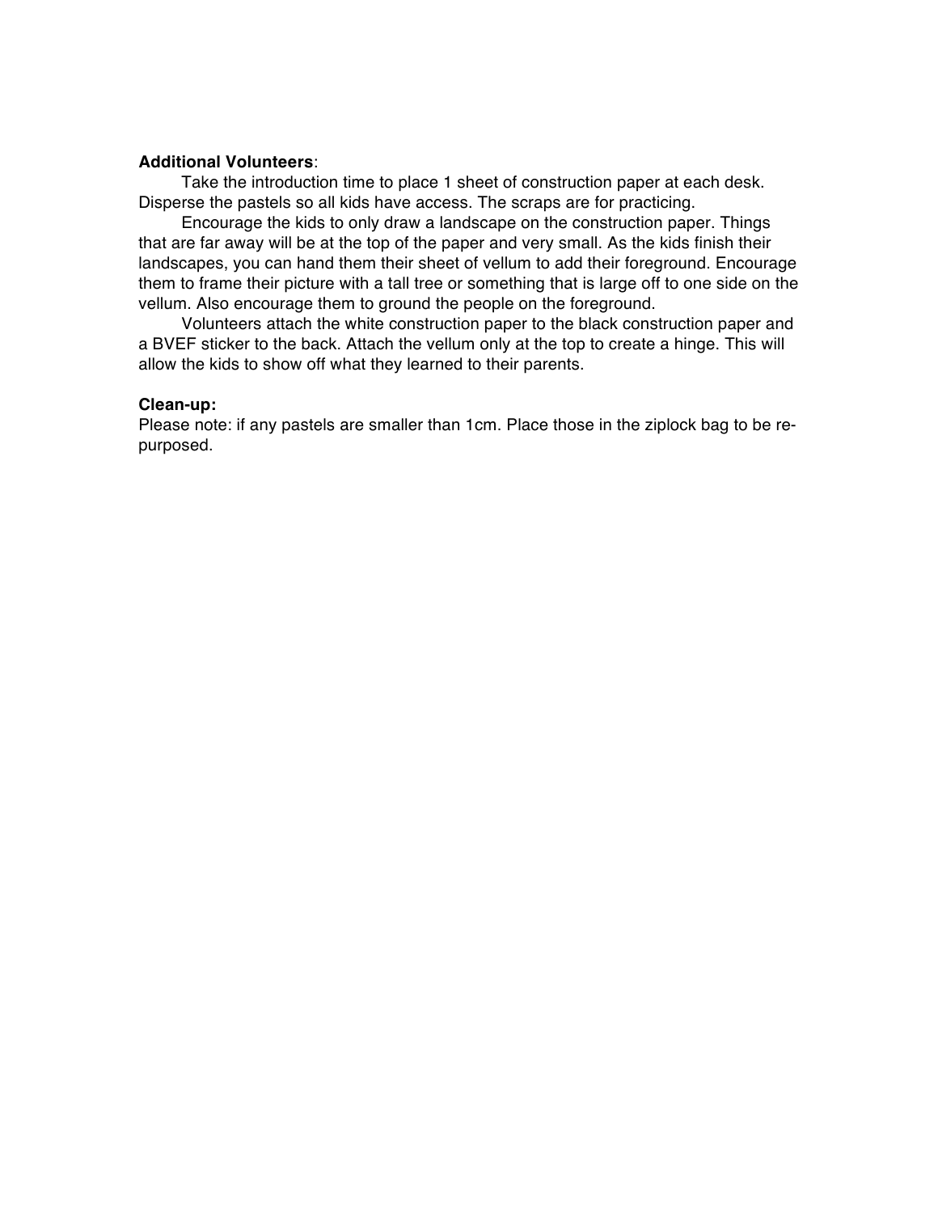**Additional Volunteers**:

Take the introduction time to place 1 sheet of construction paper at each desk. Disperse the pastels so all kids have access. The scraps are for practicing.

Encourage the kids to only draw a landscape on the construction paper. Things that are far away will be at the top of the paper and very small. As the kids finish their landscapes, you can hand them their sheet of vellum to add their foreground. Encourage them to frame their picture with a tall tree or something that is large off to one side on the vellum. Also encourage them to ground the people on the foreground.

Volunteers attach the white construction paper to the black construction paper and a BVEF sticker to the back. Attach the vellum only at the top to create a hinge. This will allow the kids to show off what they learned to their parents.

**Clean-up:**

Please note: if any pastels are smaller than 1cm. Place those in the ziplock bag to be re-purposed.